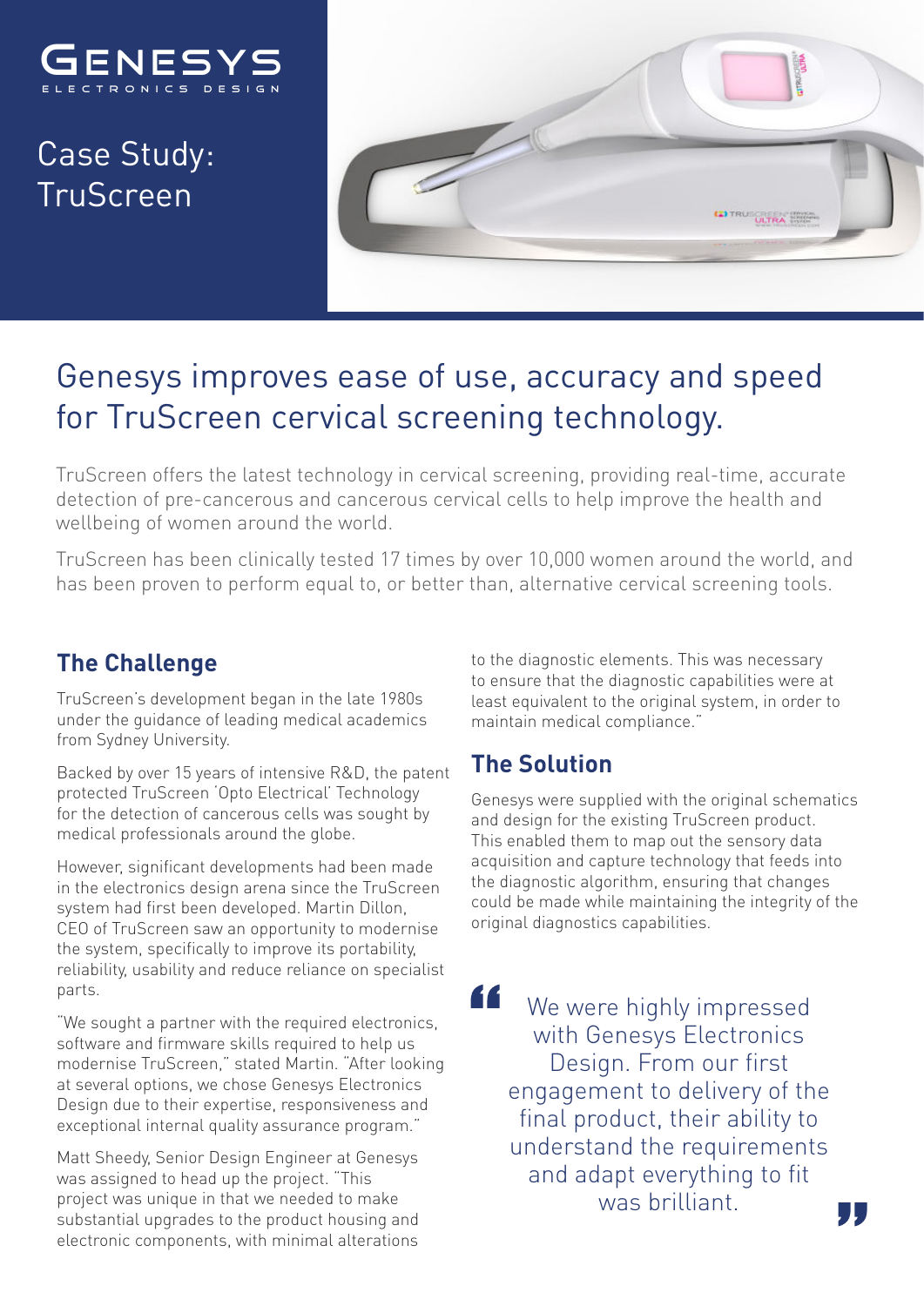GENESYS
ELECTRONICS DESIGN

# Case Study: TruScreen

## Genesys improves ease of use, accuracy and speed for TruScreen cervical screening technology.

TruScreen offers the latest technology in cervical screening, providing real-time, accurate detection of pre-cancerous and cancerous cervical cells to help improve the health and wellbeing of women around the world.

TruScreen has been clinically tested 17 times by over 10,000 women around the world, and has been proven to perform equal to, or better than, alternative cervical screening tools.

### The Challenge

TruScreen's development began in the late 1980s under the guidance of leading medical academics from Sydney University.

Backed by over 15 years of intensive R&D, the patent protected TruScreen 'Opto Electrical' Technology for the detection of cancerous cells was sought by medical professionals around the globe.

However, significant developments had been made in the electronics design arena since the TruScreen system had first been developed. Martin Dillon, CEO of TruScreen saw an opportunity to modernise the system, specifically to improve its portability, reliability, usability and reduce reliance on specialist parts.

"We sought a partner with the required electronics, software and firmware skills required to help us modernise TruScreen," stated Martin. "After looking at several options, we chose Genesys Electronics Design due to their expertise, responsiveness and exceptional internal quality assurance program."

Matt Sheedy, Senior Design Engineer at Genesys was assigned to head up the project. "This project was unique in that we needed to make substantial upgrades to the product housing and electronic components, with minimal alterations to the diagnostic elements. This was necessary to ensure that the diagnostic capabilities were at least equivalent to the original system, in order to maintain medical compliance."

### The Solution

Genesys were supplied with the original schematics and design for the existing TruScreen product. This enabled them to map out the sensory data acquisition and capture technology that feeds into the diagnostic algorithm, ensuring that changes could be made while maintaining the integrity of the original diagnostics capabilities.

> "We were highly impressed with Genesys Electronics Design. From our first engagement to delivery of the final product, their ability to understand the requirements and adapt everything to fit was brilliant."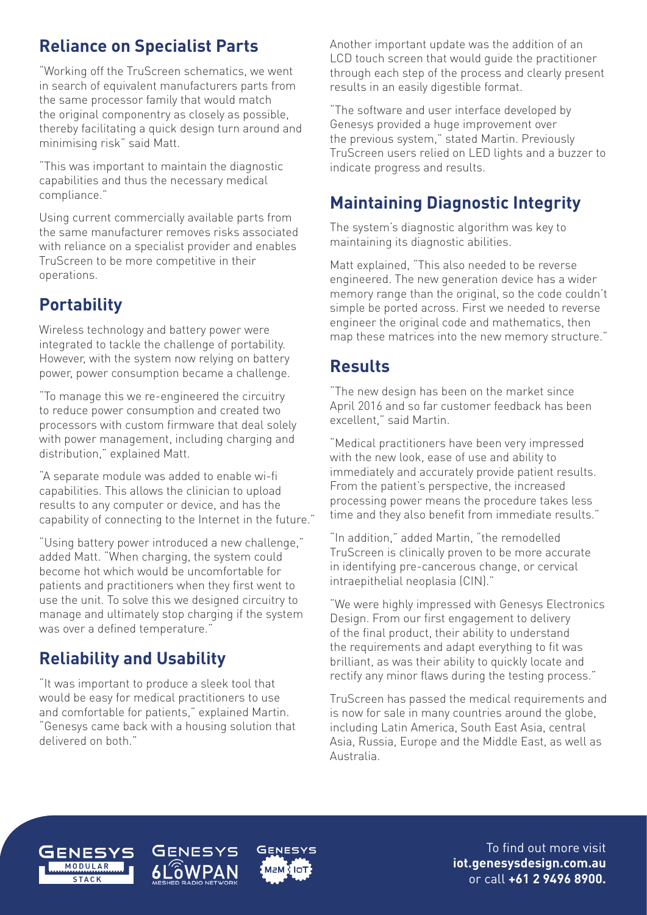## Reliance on Specialist Parts

"Working off the TruScreen schematics, we went in search of equivalent manufacturers parts from the same processor family that would match the original componentry as closely as possible, thereby facilitating a quick design turn around and minimising risk" said Matt.

"This was important to maintain the diagnostic capabilities and thus the necessary medical compliance."

Using current commercially available parts from the same manufacturer removes risks associated with reliance on a specialist provider and enables TruScreen to be more competitive in their operations.

## Portability

Wireless technology and battery power were integrated to tackle the challenge of portability. However, with the system now relying on battery power, power consumption became a challenge.

"To manage this we re-engineered the circuitry to reduce power consumption and created two processors with custom firmware that deal solely with power management, including charging and distribution," explained Matt.

"A separate module was added to enable wi-fi capabilities. This allows the clinician to upload results to any computer or device, and has the capability of connecting to the Internet in the future."

"Using battery power introduced a new challenge," added Matt. "When charging, the system could become hot which would be uncomfortable for patients and practitioners when they first went to use the unit. To solve this we designed circuitry to manage and ultimately stop charging if the system was over a defined temperature."

## Reliability and Usability

"It was important to produce a sleek tool that would be easy for medical practitioners to use and comfortable for patients," explained Martin. "Genesys came back with a housing solution that delivered on both."

Another important update was the addition of an LCD touch screen that would guide the practitioner through each step of the process and clearly present results in an easily digestible format.

"The software and user interface developed by Genesys provided a huge improvement over the previous system," stated Martin. Previously TruScreen users relied on LED lights and a buzzer to indicate progress and results.

## Maintaining Diagnostic Integrity

The system's diagnostic algorithm was key to maintaining its diagnostic abilities.

Matt explained, "This also needed to be reverse engineered. The new generation device has a wider memory range than the original, so the code couldn't simple be ported across. First we needed to reverse engineer the original code and mathematics, then map these matrices into the new memory structure."

## Results

"The new design has been on the market since April 2016 and so far customer feedback has been excellent," said Martin.

"Medical practitioners have been very impressed with the new look, ease of use and ability to immediately and accurately provide patient results. From the patient's perspective, the increased processing power means the procedure takes less time and they also benefit from immediate results."

"In addition," added Martin, "the remodelled TruScreen is clinically proven to be more accurate in identifying pre-cancerous change, or cervical intraepithelial neoplasia (CIN)."

"We were highly impressed with Genesys Electronics Design. From our first engagement to delivery of the final product, their ability to understand the requirements and adapt everything to fit was brilliant, as was their ability to quickly locate and rectify any minor flaws during the testing process."

TruScreen has passed the medical requirements and is now for sale in many countries around the globe, including Latin America, South East Asia, central Asia, Russia, Europe and the Middle East, as well as Australia.

GENESYS MODULAR STACK

GENESYS 6LoWPAN MESHED RADIO NETWORK

GENESYS M2M IoT

To find out more visit **iot.genesysdesign.com.au** or call **+61 2 9496 8900.**